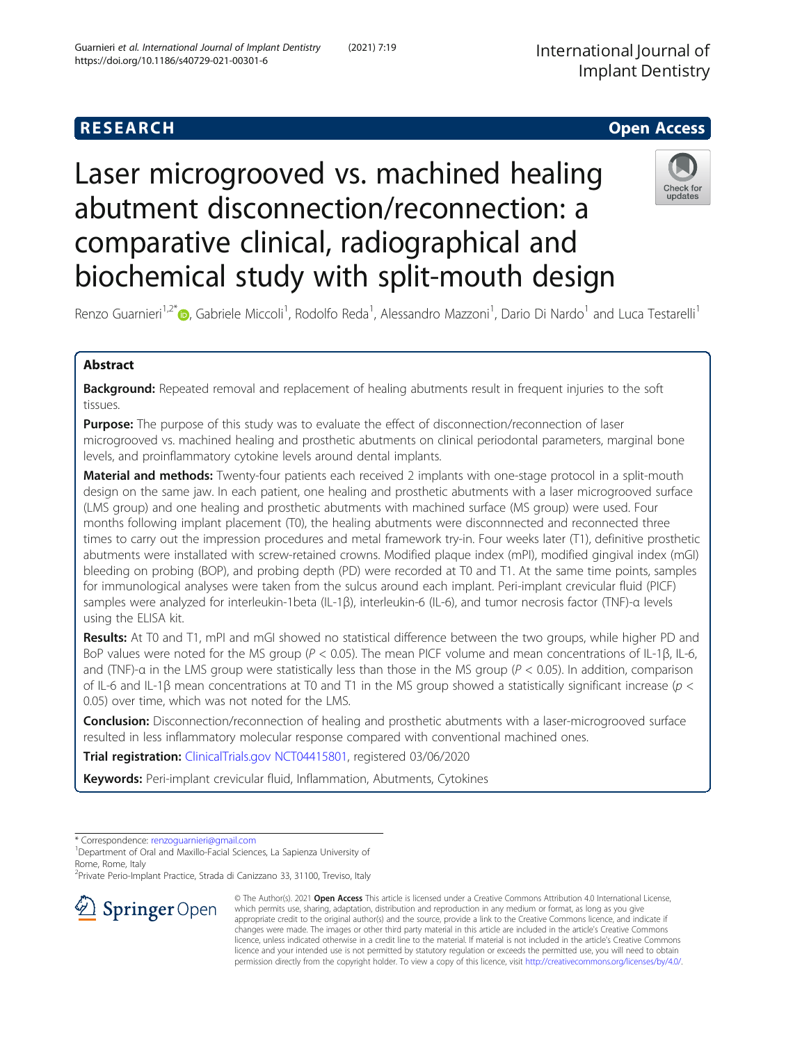RESEARCH

Open Access

# Laser microgrooved vs. machined healing abutment disconnection/reconnection: a comparative clinical, radiographical and biochemical study with split-mouth design

Renzo Guarnieri[1,2*], Gabriele Miccoli[1], Rodolfo Reda[1], Alessandro Mazzoni[1], Dario Di Nardo[1] and Luca Testarelli[1]

## Abstract

**Background:** Repeated removal and replacement of healing abutments result in frequent injuries to the soft tissues.

**Purpose:** The purpose of this study was to evaluate the effect of disconnection/reconnection of laser microgrooved vs. machined healing and prosthetic abutments on clinical periodontal parameters, marginal bone levels, and proinflammatory cytokine levels around dental implants.

**Material and methods:** Twenty-four patients each received 2 implants with one-stage protocol in a split-mouth design on the same jaw. In each patient, one healing and prosthetic abutments with a laser microgrooved surface (LMS group) and one healing and prosthetic abutments with machined surface (MS group) were used. Four months following implant placement (T0), the healing abutments were disconnnected and reconnected three times to carry out the impression procedures and metal framework try-in. Four weeks later (T1), definitive prosthetic abutments were installed with screw-retained crowns. Modified plaque index (mPI), modified gingival index (mGI) bleeding on probing (BOP), and probing depth (PD) were recorded at T0 and T1. At the same time points, samples for immunological analyses were taken from the sulcus around each implant. Peri-implant crevicular fluid (PICF) samples were analyzed for interleukin-1beta (IL-1β), interleukin-6 (IL-6), and tumor necrosis factor (TNF)-α levels using the ELISA kit.

**Results:** At T0 and T1, mPI and mGI showed no statistical difference between the two groups, while higher PD and BoP values were noted for the MS group ($P < 0.05$). The mean PICF volume and mean concentrations of IL-1β, IL-6, and (TNF)-α in the LMS group were statistically less than those in the MS group ($P < 0.05$). In addition, comparison of IL-6 and IL-1β mean concentrations at T0 and T1 in the MS group showed a statistically significant increase ($p < 0.05$) over time, which was not noted for the LMS.

**Conclusion:** Disconnection/reconnection of healing and prosthetic abutments with a laser-microgrooved surface resulted in less inflammatory molecular response compared with conventional machined ones.

**Trial registration:** ClinicalTrials.gov NCT04415801, registered 03/06/2020

**Keywords:** Peri-implant crevicular fluid, Inflammation, Abutments, Cytokines

* Correspondence: renzoguarnieri@gmail.com
[1]Department of Oral and Maxillo-Facial Sciences, La Sapienza University of Rome, Rome, Italy
[2]Private Perio-Implant Practice, Strada di Canizzano 33, 31100, Treviso, Italy

© The Author(s). 2021 **Open Access** This article is licensed under a Creative Commons Attribution 4.0 International License, which permits use, sharing, adaptation, distribution and reproduction in any medium or format, as long as you give appropriate credit to the original author(s) and the source, provide a link to the Creative Commons licence, and indicate if changes were made. The images or other third party material in this article are included in the article's Creative Commons licence, unless indicated otherwise in a credit line to the material. If material is not included in the article's Creative Commons licence and your intended use is not permitted by statutory regulation or exceeds the permitted use, you will need to obtain permission directly from the copyright holder. To view a copy of this licence, visit http://creativecommons.org/licenses/by/4.0/.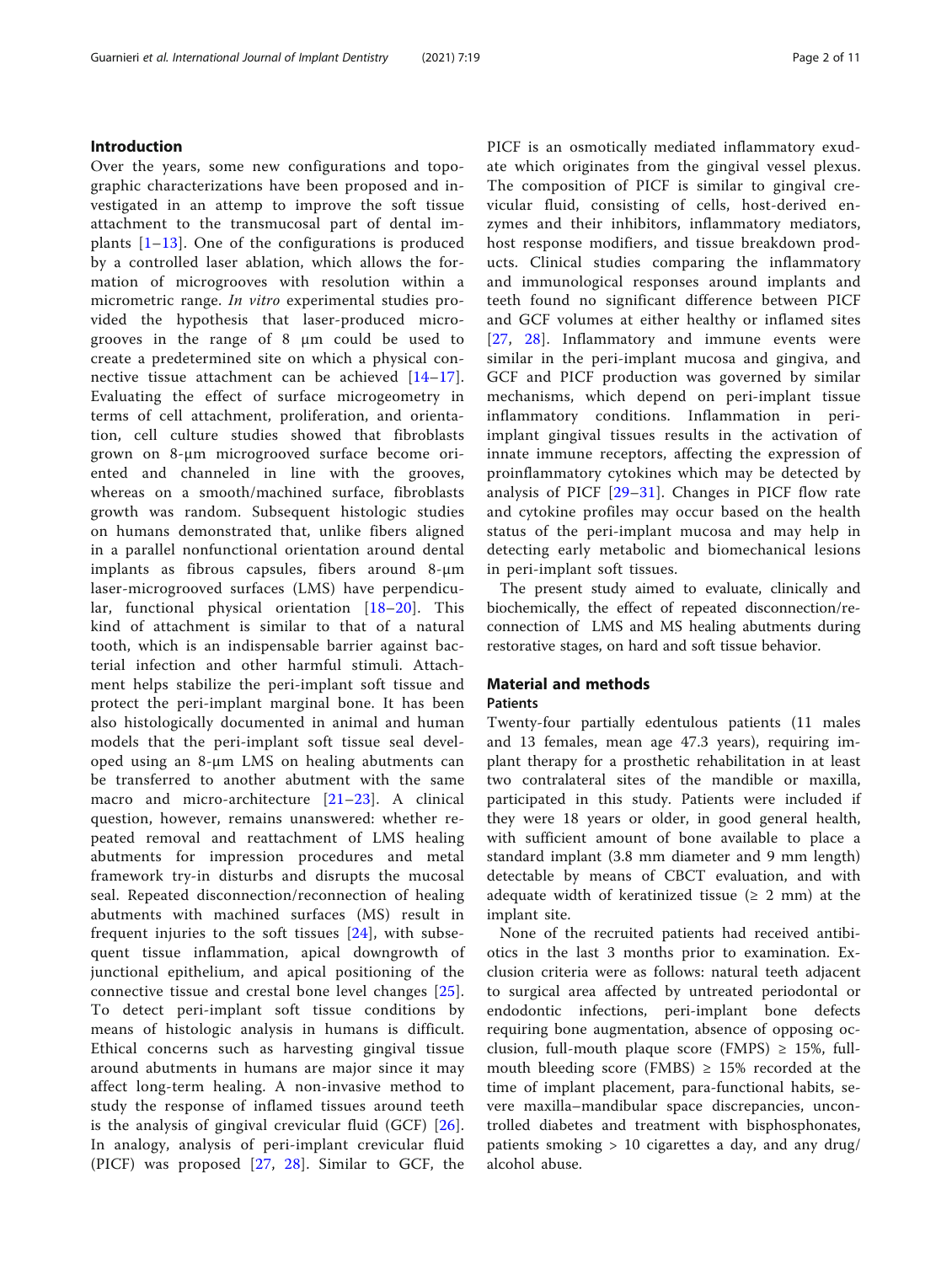## Introduction

Over the years, some new configurations and topographic characterizations have been proposed and investigated in an attemp to improve the soft tissue attachment to the transmucosal part of dental implants [1–13]. One of the configurations is produced by a controlled laser ablation, which allows the formation of microgrooves with resolution within a micrometric range. *In vitro* experimental studies provided the hypothesis that laser-produced microgrooves in the range of 8 μm could be used to create a predetermined site on which a physical connective tissue attachment can be achieved [14–17]. Evaluating the effect of surface microgeometry in terms of cell attachment, proliferation, and orientation, cell culture studies showed that fibroblasts grown on 8-μm microgrooved surface become oriented and channeled in line with the grooves, whereas on a smooth/machined surface, fibroblasts growth was random. Subsequent histologic studies on humans demonstrated that, unlike fibers aligned in a parallel nonfunctional orientation around dental implants as fibrous capsules, fibers around 8-μm laser-microgrooved surfaces (LMS) have perpendicular, functional physical orientation [18–20]. This kind of attachment is similar to that of a natural tooth, which is an indispensable barrier against bacterial infection and other harmful stimuli. Attachment helps stabilize the peri-implant soft tissue and protect the peri-implant marginal bone. It has been also histologically documented in animal and human models that the peri-implant soft tissue seal developed using an 8-μm LMS on healing abutments can be transferred to another abutment with the same macro and micro-architecture [21–23]. A clinical question, however, remains unanswered: whether repeated removal and reattachment of LMS healing abutments for impression procedures and metal framework try-in disturbs and disrupts the mucosal seal. Repeated disconnection/reconnection of healing abutments with machined surfaces (MS) result in frequent injuries to the soft tissues [24], with subsequent tissue inflammation, apical downgrowth of junctional epithelium, and apical positioning of the connective tissue and crestal bone level changes [25]. To detect peri-implant soft tissue conditions by means of histologic analysis in humans is difficult. Ethical concerns such as harvesting gingival tissue around abutments in humans are major since it may affect long-term healing. A non-invasive method to study the response of inflamed tissues around teeth is the analysis of gingival crevicular fluid (GCF) [26]. In analogy, analysis of peri-implant crevicular fluid (PICF) was proposed [27, 28]. Similar to GCF, the PICF is an osmotically mediated inflammatory exudate which originates from the gingival vessel plexus. The composition of PICF is similar to gingival crevicular fluid, consisting of cells, host-derived enzymes and their inhibitors, inflammatory mediators, host response modifiers, and tissue breakdown products. Clinical studies comparing the inflammatory and immunological responses around implants and teeth found no significant difference between PICF and GCF volumes at either healthy or inflamed sites [27, 28]. Inflammatory and immune events were similar in the peri-implant mucosa and gingiva, and GCF and PICF production was governed by similar mechanisms, which depend on peri-implant tissue inflammatory conditions. Inflammation in peri-implant gingival tissues results in the activation of innate immune receptors, affecting the expression of proinflammatory cytokines which may be detected by analysis of PICF [29–31]. Changes in PICF flow rate and cytokine profiles may occur based on the health status of the peri-implant mucosa and may help in detecting early metabolic and biomechanical lesions in peri-implant soft tissues.

The present study aimed to evaluate, clinically and biochemically, the effect of repeated disconnection/reconnection of LMS and MS healing abutments during restorative stages, on hard and soft tissue behavior.

## Material and methods

### Patients

Twenty-four partially edentulous patients (11 males and 13 females, mean age 47.3 years), requiring implant therapy for a prosthetic rehabilitation in at least two contralateral sites of the mandible or maxilla, participated in this study. Patients were included if they were 18 years or older, in good general health, with sufficient amount of bone available to place a standard implant (3.8 mm diameter and 9 mm length) detectable by means of CBCT evaluation, and with adequate width of keratinized tissue (≥ 2 mm) at the implant site.

None of the recruited patients had received antibiotics in the last 3 months prior to examination. Exclusion criteria were as follows: natural teeth adjacent to surgical area affected by untreated periodontal or endodontic infections, peri-implant bone defects requiring bone augmentation, absence of opposing occlusion, full-mouth plaque score (FMPS) ≥ 15%, full-mouth bleeding score (FMBS) ≥ 15% recorded at the time of implant placement, para-functional habits, severe maxilla–mandibular space discrepancies, uncontrolled diabetes and treatment with bisphosphonates, patients smoking > 10 cigarettes a day, and any drug/alcohol abuse.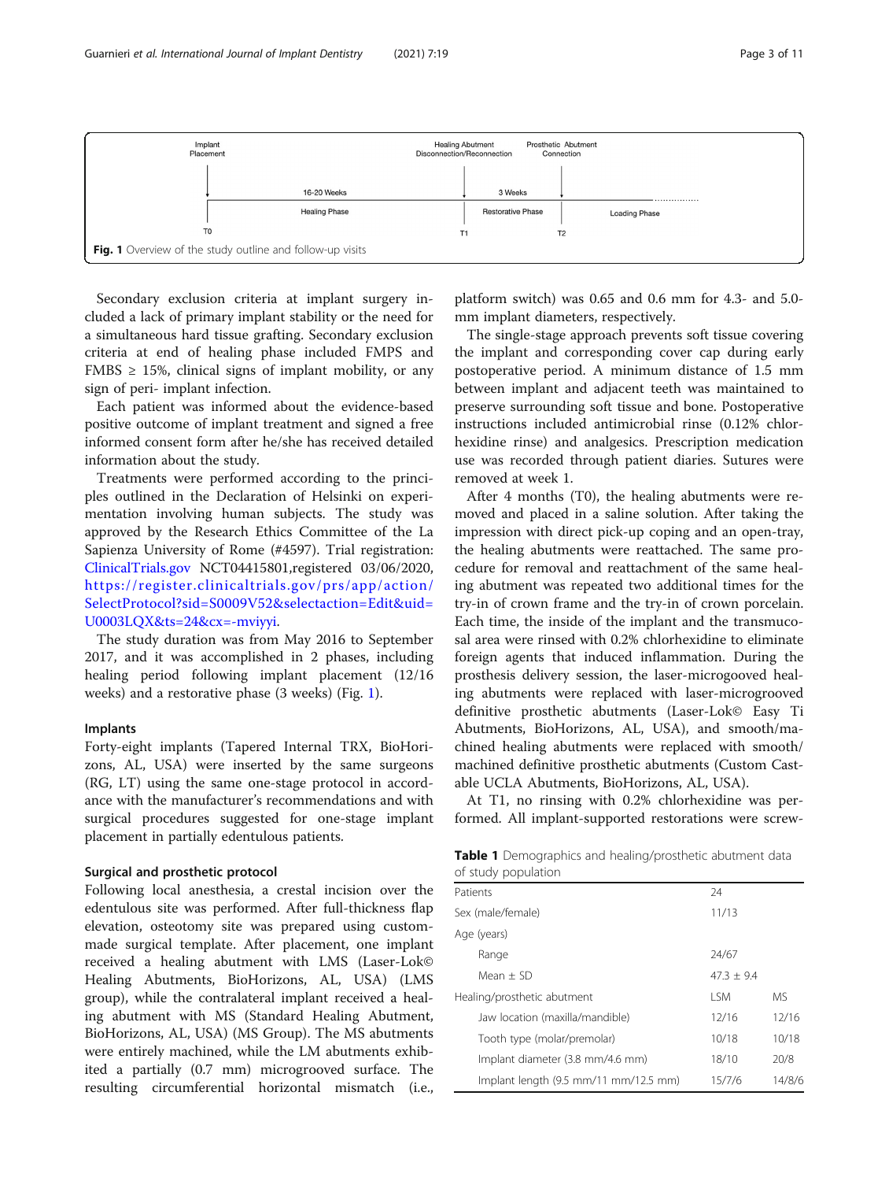Fig. 1 Overview of the study outline and follow-up visits

Secondary exclusion criteria at implant surgery included a lack of primary implant stability or the need for a simultaneous hard tissue grafting. Secondary exclusion criteria at end of healing phase included FMPS and FMBS ≥ 15%, clinical signs of implant mobility, or any sign of peri- implant infection.

Each patient was informed about the evidence-based positive outcome of implant treatment and signed a free informed consent form after he/she has received detailed information about the study.

Treatments were performed according to the principles outlined in the Declaration of Helsinki on experimentation involving human subjects. The study was approved by the Research Ethics Committee of the La Sapienza University of Rome (#4597). Trial registration: ClinicalTrials.gov NCT04415801,registered 03/06/2020, https://register.clinicaltrials.gov/prs/app/action/SelectProtocol?sid=S0009V52&selectaction=Edit&uid=U0003LQX&ts=24&cx=-mviyyi.

The study duration was from May 2016 to September 2017, and it was accomplished in 2 phases, including healing period following implant placement (12/16 weeks) and a restorative phase (3 weeks) (Fig. 1).

### Implants

Forty-eight implants (Tapered Internal TRX, BioHorizons, AL, USA) were inserted by the same surgeons (RG, LT) using the same one-stage protocol in accordance with the manufacturer's recommendations and with surgical procedures suggested for one-stage implant placement in partially edentulous patients.

### Surgical and prosthetic protocol

Following local anesthesia, a crestal incision over the edentulous site was performed. After full-thickness flap elevation, osteotomy site was prepared using custom-made surgical template. After placement, one implant received a healing abutment with LMS (Laser-Lok© Healing Abutments, BioHorizons, AL, USA) (LMS group), while the contralateral implant received a healing abutment with MS (Standard Healing Abutment, BioHorizons, AL, USA) (MS Group). The MS abutments were entirely machined, while the LM abutments exhibited a partially (0.7 mm) microgrooved surface. The resulting circumferential horizontal mismatch (i.e., platform switch) was 0.65 and 0.6 mm for 4.3- and 5.0-mm implant diameters, respectively.

The single-stage approach prevents soft tissue covering the implant and corresponding cover cap during early postoperative period. A minimum distance of 1.5 mm between implant and adjacent teeth was maintained to preserve surrounding soft tissue and bone. Postoperative instructions included antimicrobial rinse (0.12% chlorhexidine rinse) and analgesics. Prescription medication use was recorded through patient diaries. Sutures were removed at week 1.

After 4 months (T0), the healing abutments were removed and placed in a saline solution. After taking the impression with direct pick-up coping and an open-tray, the healing abutments were reattached. The same procedure for removal and reattachment of the same healing abutment was repeated two additional times for the try-in of crown frame and the try-in of crown porcelain. Each time, the inside of the implant and the transmucosal area were rinsed with 0.2% chlorhexidine to eliminate foreign agents that induced inflammation. During the prosthesis delivery session, the laser-microgooved healing abutments were replaced with laser-microgrooved definitive prosthetic abutments (Laser-Lok© Easy Ti Abutments, BioHorizons, AL, USA), and smooth/machined healing abutments were replaced with smooth/machined definitive prosthetic abutments (Custom Castable UCLA Abutments, BioHorizons, AL, USA).

At T1, no rinsing with 0.2% chlorhexidine was performed. All implant-supported restorations were screw-

**Table 1** Demographics and healing/prosthetic abutment data of study population

| | | |
|---|---|---|
| Patients | 24 | |
| Sex (male/female) | 11/13 | |
| Age (years) | | |
| Range | 24/67 | |
| Mean ± SD | 47.3 ± 9.4 | |
| Healing/prosthetic abutment | LSM | MS |
| Jaw location (maxilla/mandible) | 12/16 | 12/16 |
| Tooth type (molar/premolar) | 10/18 | 10/18 |
| Implant diameter (3.8 mm/4.6 mm) | 18/10 | 20/8 |
| Implant length (9.5 mm/11 mm/12.5 mm) | 15/7/6 | 14/8/6 |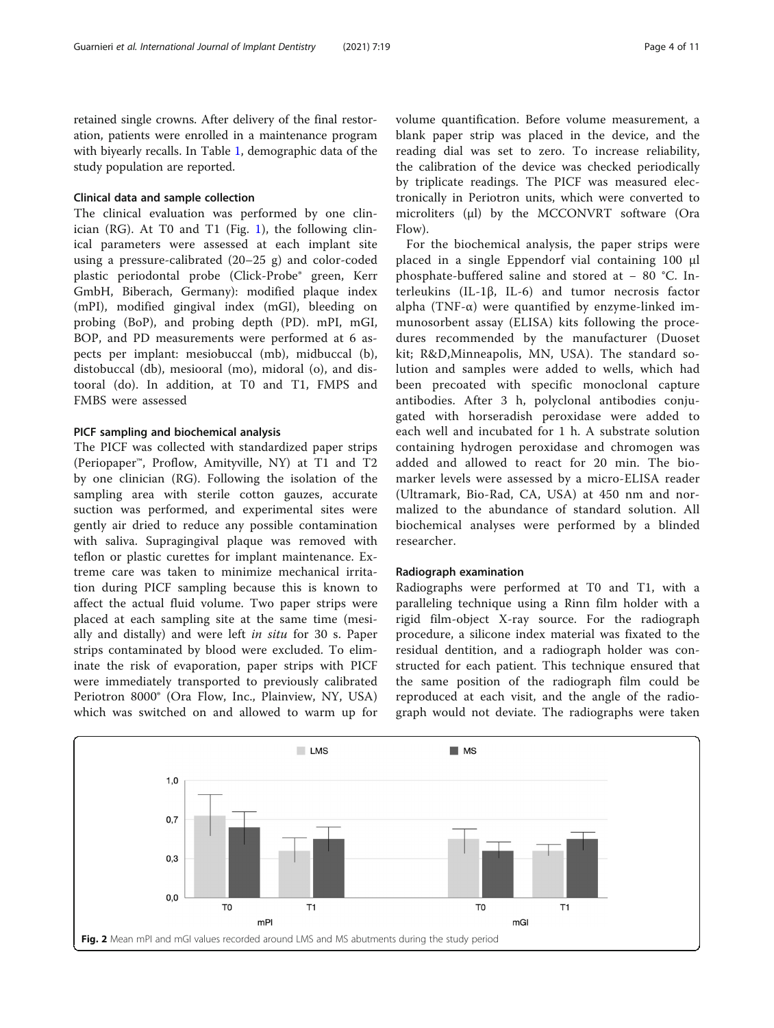retained single crowns. After delivery of the final restoration, patients were enrolled in a maintenance program with biyearly recalls. In Table 1, demographic data of the study population are reported.

### Clinical data and sample collection

The clinical evaluation was performed by one clinician (RG). At T0 and T1 (Fig. 1), the following clinical parameters were assessed at each implant site using a pressure-calibrated (20–25 g) and color-coded plastic periodontal probe (Click-Probe® green, Kerr GmbH, Biberach, Germany): modified plaque index (mPI), modified gingival index (mGI), bleeding on probing (BoP), and probing depth (PD). mPI, mGI, BOP, and PD measurements were performed at 6 aspects per implant: mesiobuccal (mb), midbuccal (b), distobuccal (db), mesiooral (mo), midoral (o), and distooral (do). In addition, at T0 and T1, FMPS and FMBS were assessed

### PICF sampling and biochemical analysis

The PICF was collected with standardized paper strips (Periopaper™, Proflow, Amityville, NY) at T1 and T2 by one clinician (RG). Following the isolation of the sampling area with sterile cotton gauzes, accurate suction was performed, and experimental sites were gently air dried to reduce any possible contamination with saliva. Supragingival plaque was removed with teflon or plastic curettes for implant maintenance. Extreme care was taken to minimize mechanical irritation during PICF sampling because this is known to affect the actual fluid volume. Two paper strips were placed at each sampling site at the same time (mesially and distally) and were left *in situ* for 30 s. Paper strips contaminated by blood were excluded. To eliminate the risk of evaporation, paper strips with PICF were immediately transported to previously calibrated Periotron 8000® (Ora Flow, Inc., Plainview, NY, USA) which was switched on and allowed to warm up for volume quantification. Before volume measurement, a blank paper strip was placed in the device, and the reading dial was set to zero. To increase reliability, the calibration of the device was checked periodically by triplicate readings. The PICF was measured electronically in Periotron units, which were converted to microliters (μl) by the MCCONVRT software (Ora Flow).

For the biochemical analysis, the paper strips were placed in a single Eppendorf vial containing 100 μl phosphate-buffered saline and stored at − 80 °C. Interleukins (IL-1β, IL-6) and tumor necrosis factor alpha (TNF-α) were quantified by enzyme-linked immunosorbent assay (ELISA) kits following the procedures recommended by the manufacturer (Duoset kit; R&D,Minneapolis, MN, USA). The standard solution and samples were added to wells, which had been precoated with specific monoclonal capture antibodies. After 3 h, polyclonal antibodies conjugated with horseradish peroxidase were added to each well and incubated for 1 h. A substrate solution containing hydrogen peroxidase and chromogen was added and allowed to react for 20 min. The biomarker levels were assessed by a micro-ELISA reader (Ultramark, Bio-Rad, CA, USA) at 450 nm and normalized to the abundance of standard solution. All biochemical analyses were performed by a blinded researcher.

### Radiograph examination

Radiographs were performed at T0 and T1, with a paralleling technique using a Rinn film holder with a rigid film-object X-ray source. For the radiograph procedure, a silicone index material was fixated to the residual dentition, and a radiograph holder was constructed for each patient. This technique ensured that the same position of the radiograph film could be reproduced at each visit, and the angle of the radiograph would not deviate. The radiographs were taken

**Fig. 2** Mean mPI and mGI values recorded around LMS and MS abutments during the study period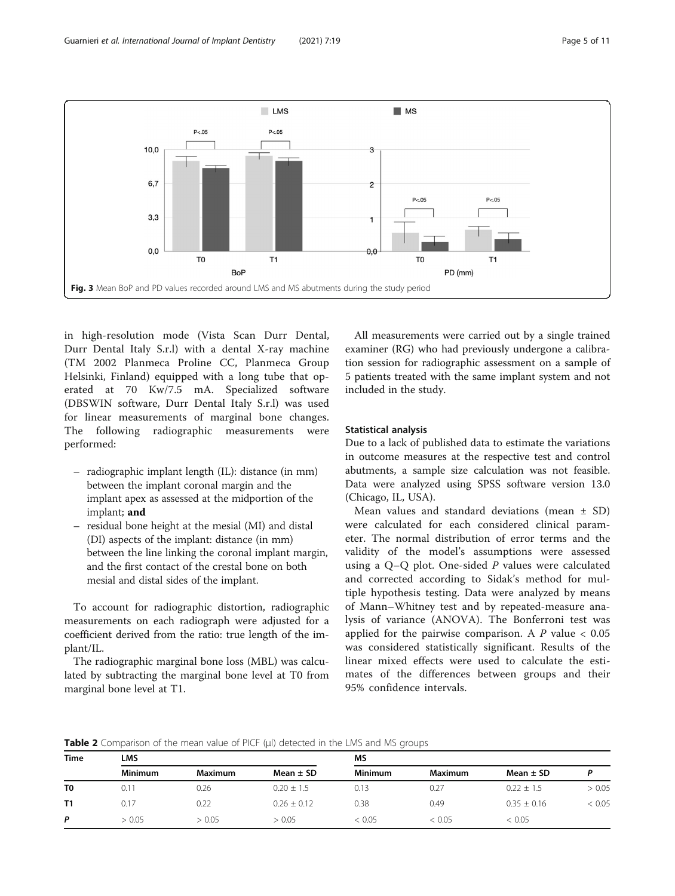Fig. 3 Mean BoP and PD values recorded around LMS and MS abutments during the study period

in high-resolution mode (Vista Scan Durr Dental, Durr Dental Italy S.r.l) with a dental X-ray machine (TM 2002 Planmeca Proline CC, Planmeca Group Helsinki, Finland) equipped with a long tube that operated at 70 Kw/7.5 mA. Specialized software (DBSWIN software, Durr Dental Italy S.r.l) was used for linear measurements of marginal bone changes. The following radiographic measurements were performed:

- radiographic implant length (IL): distance (in mm) between the implant coronal margin and the implant apex as assessed at the midportion of the implant; **and**
- residual bone height at the mesial (MI) and distal (DI) aspects of the implant: distance (in mm) between the line linking the coronal implant margin, and the first contact of the crestal bone on both mesial and distal sides of the implant.

To account for radiographic distortion, radiographic measurements on each radiograph were adjusted for a coefficient derived from the ratio: true length of the implant/IL.

The radiographic marginal bone loss (MBL) was calculated by subtracting the marginal bone level at T0 from marginal bone level at T1.

All measurements were carried out by a single trained examiner (RG) who had previously undergone a calibration session for radiographic assessment on a sample of 5 patients treated with the same implant system and not included in the study.

### Statistical analysis

Due to a lack of published data to estimate the variations in outcome measures at the respective test and control abutments, a sample size calculation was not feasible. Data were analyzed using SPSS software version 13.0 (Chicago, IL, USA).

Mean values and standard deviations (mean ± SD) were calculated for each considered clinical parameter. The normal distribution of error terms and the validity of the model's assumptions were assessed using a Q–Q plot. One-sided *P* values were calculated and corrected according to Sidak's method for multiple hypothesis testing. Data were analyzed by means of Mann–Whitney test and by repeated-measure analysis of variance (ANOVA). The Bonferroni test was applied for the pairwise comparison. A *P* value < 0.05 was considered statistically significant. Results of the linear mixed effects were used to calculate the estimates of the differences between groups and their 95% confidence intervals.

**Table 2** Comparison of the mean value of PICF (μl) detected in the LMS and MS groups

| Time | LMS | | | MS | | | |
|---|---|---|---|---|---|---|---|
| | Minimum | Maximum | Mean ± SD | Minimum | Maximum | Mean ± SD | *P* |
| **T0** | 0.11 | 0.26 | 0.20 ± 1.5 | 0.13 | 0.27 | 0.22 ± 1.5 | > 0.05 |
| **T1** | 0.17 | 0.22 | 0.26 ± 0.12 | 0.38 | 0.49 | 0.35 ± 0.16 | < 0.05 |
| ***P*** | > 0.05 | > 0.05 | > 0.05 | < 0.05 | < 0.05 | < 0.05 | |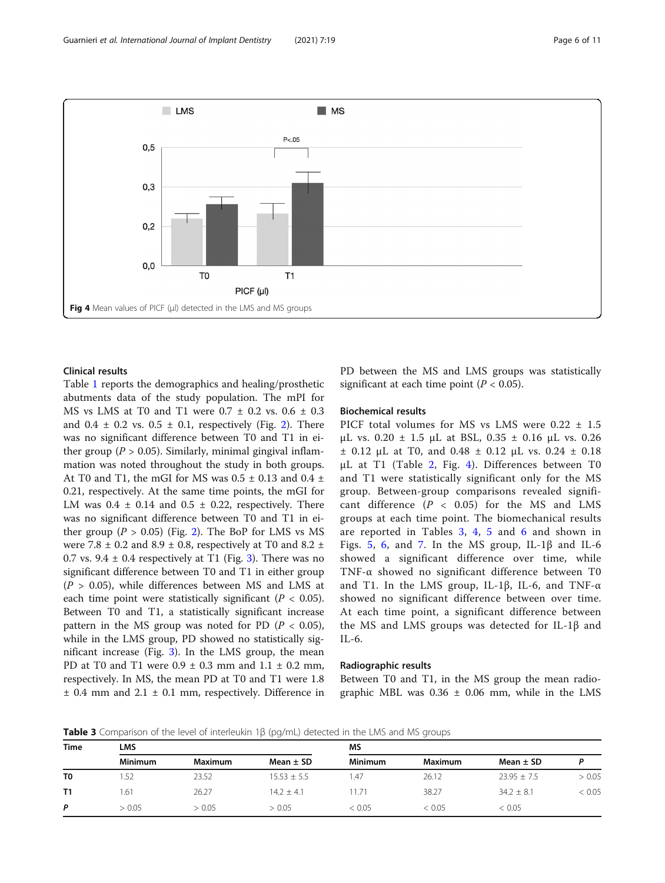Fig 4 Mean values of PICF (μl) detected in the LMS and MS groups

### Clinical results

Table 1 reports the demographics and healing/prosthetic abutments data of the study population. The mPI for MS vs LMS at T0 and T1 were 0.7 ± 0.2 vs. 0.6 ± 0.3 and 0.4 ± 0.2 vs. 0.5 ± 0.1, respectively (Fig. 2). There was no significant difference between T0 and T1 in either group ($P > 0.05$). Similarly, minimal gingival inflammation was noted throughout the study in both groups. At T0 and T1, the mGI for MS was 0.5 ± 0.13 and 0.4 ± 0.21, respectively. At the same time points, the mGI for LM was 0.4 ± 0.14 and 0.5 ± 0.22, respectively. There was no significant difference between T0 and T1 in either group ($P > 0.05$) (Fig. 2). The BoP for LMS vs MS were 7.8 ± 0.2 and 8.9 ± 0.8, respectively at T0 and 8.2 ± 0.7 vs. 9.4 ± 0.4 respectively at T1 (Fig. 3). There was no significant difference between T0 and T1 in either group ($P > 0.05$), while differences between MS and LMS at each time point were statistically significant ($P < 0.05$). Between T0 and T1, a statistically significant increase pattern in the MS group was noted for PD ($P < 0.05$), while in the LMS group, PD showed no statistically significant increase (Fig. 3). In the LMS group, the mean PD at T0 and T1 were 0.9 ± 0.3 mm and 1.1 ± 0.2 mm, respectively. In MS, the mean PD at T0 and T1 were 1.8 ± 0.4 mm and 2.1 ± 0.1 mm, respectively. Difference in PD between the MS and LMS groups was statistically significant at each time point ($P < 0.05$).

### Biochemical results

PICF total volumes for MS vs LMS were 0.22 ± 1.5 μL vs. 0.20 ± 1.5 μL at BSL, 0.35 ± 0.16 μL vs. 0.26 ± 0.12 μL at T0, and 0.48 ± 0.12 μL vs. 0.24 ± 0.18 μL at T1 (Table 2, Fig. 4). Differences between T0 and T1 were statistically significant only for the MS group. Between-group comparisons revealed significant difference ($P < 0.05$) for the MS and LMS groups at each time point. The biomechanical results are reported in Tables 3, 4, 5 and 6 and shown in Figs. 5, 6, and 7. In the MS group, IL-1β and IL-6 showed a significant difference over time, while TNF-α showed no significant difference between T0 and T1. In the LMS group, IL-1β, IL-6, and TNF-α showed no significant difference between over time. At each time point, a significant difference between the MS and LMS groups was detected for IL-1β and IL-6.

### Radiographic results

Between T0 and T1, in the MS group the mean radiographic MBL was 0.36 ± 0.06 mm, while in the LMS

**Table 3** Comparison of the level of interleukin 1β (pg/mL) detected in the LMS and MS groups

| Time | LMS | | | MS | | | |
|---|---|---|---|---|---|---|---|
| | Minimum | Maximum | Mean ± SD | Minimum | Maximum | Mean ± SD | P |
| T0 | 1.52 | 23.52 | 15.53 ± 5.5 | 1.47 | 26.12 | 23.95 ± 7.5 | > 0.05 |
| T1 | 1.61 | 26.27 | 14.2 ± 4.1 | 11.71 | 38.27 | 34.2 ± 8.1 | < 0.05 |
| P | > 0.05 | > 0.05 | > 0.05 | < 0.05 | < 0.05 | < 0.05 | |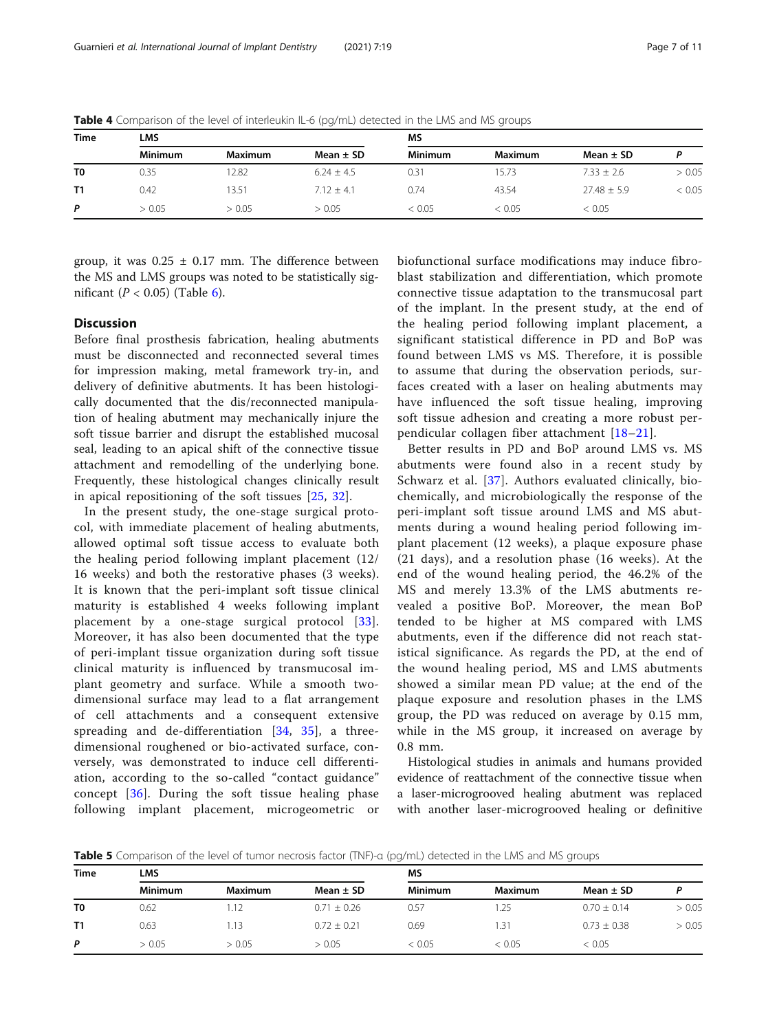**Table 4** Comparison of the level of interleukin IL-6 (pg/mL) detected in the LMS and MS groups

| Time | LMS | | | MS | | | |
|---|---|---|---|---|---|---|---|
| | Minimum | Maximum | Mean ± SD | Minimum | Maximum | Mean ± SD | P |
| T0 | 0.35 | 12.82 | 6.24 ± 4.5 | 0.31 | 15.73 | 7.33 ± 2.6 | > 0.05 |
| T1 | 0.42 | 13.51 | 7.12 ± 4.1 | 0.74 | 43.54 | 27.48 ± 5.9 | < 0.05 |
| P | > 0.05 | > 0.05 | > 0.05 | < 0.05 | < 0.05 | < 0.05 | |

group, it was 0.25 ± 0.17 mm. The difference between the MS and LMS groups was noted to be statistically significant ($P < 0.05$) (Table 6).

## Discussion

Before final prosthesis fabrication, healing abutments must be disconnected and reconnected several times for impression making, metal framework try-in, and delivery of definitive abutments. It has been histologically documented that the dis/reconnected manipulation of healing abutment may mechanically injure the soft tissue barrier and disrupt the established mucosal seal, leading to an apical shift of the connective tissue attachment and remodelling of the underlying bone. Frequently, these histological changes clinically result in apical repositioning of the soft tissues [25, 32].

In the present study, the one-stage surgical protocol, with immediate placement of healing abutments, allowed optimal soft tissue access to evaluate both the healing period following implant placement (12/16 weeks) and both the restorative phases (3 weeks). It is known that the peri-implant soft tissue clinical maturity is established 4 weeks following implant placement by a one-stage surgical protocol [33]. Moreover, it has also been documented that the type of peri-implant tissue organization during soft tissue clinical maturity is influenced by transmucosal implant geometry and surface. While a smooth two-dimensional surface may lead to a flat arrangement of cell attachments and a consequent extensive spreading and de-differentiation [34, 35], a three-dimensional roughened or bio-activated surface, conversely, was demonstrated to induce cell differentiation, according to the so-called "contact guidance" concept [36]. During the soft tissue healing phase following implant placement, microgeometric or biofunctional surface modifications may induce fibroblast stabilization and differentiation, which promote connective tissue adaptation to the transmucosal part of the implant. In the present study, at the end of the healing period following implant placement, a significant statistical difference in PD and BoP was found between LMS vs MS. Therefore, it is possible to assume that during the observation periods, surfaces created with a laser on healing abutments may have influenced the soft tissue healing, improving soft tissue adhesion and creating a more robust perpendicular collagen fiber attachment [18–21].

Better results in PD and BoP around LMS vs. MS abutments were found also in a recent study by Schwarz et al. [37]. Authors evaluated clinically, biochemically, and microbiologically the response of the peri-implant soft tissue around LMS and MS abutments during a wound healing period following implant placement (12 weeks), a plaque exposure phase (21 days), and a resolution phase (16 weeks). At the end of the wound healing period, the 46.2% of the MS and merely 13.3% of the LMS abutments revealed a positive BoP. Moreover, the mean BoP tended to be higher at MS compared with LMS abutments, even if the difference did not reach statistical significance. As regards the PD, at the end of the wound healing period, MS and LMS abutments showed a similar mean PD value; at the end of the plaque exposure and resolution phases in the LMS group, the PD was reduced on average by 0.15 mm, while in the MS group, it increased on average by 0.8 mm.

Histological studies in animals and humans provided evidence of reattachment of the connective tissue when a laser-microgrooved healing abutment was replaced with another laser-microgrooved healing or definitive

**Table 5** Comparison of the level of tumor necrosis factor (TNF)-α (pg/mL) detected in the LMS and MS groups

| Time | LMS | | | MS | | | |
|---|---|---|---|---|---|---|---|
| | Minimum | Maximum | Mean ± SD | Minimum | Maximum | Mean ± SD | P |
| T0 | 0.62 | 1.12 | 0.71 ± 0.26 | 0.57 | 1.25 | 0.70 ± 0.14 | > 0.05 |
| T1 | 0.63 | 1.13 | 0.72 ± 0.21 | 0.69 | 1.31 | 0.73 ± 0.38 | > 0.05 |
| P | > 0.05 | > 0.05 | > 0.05 | < 0.05 | < 0.05 | < 0.05 | |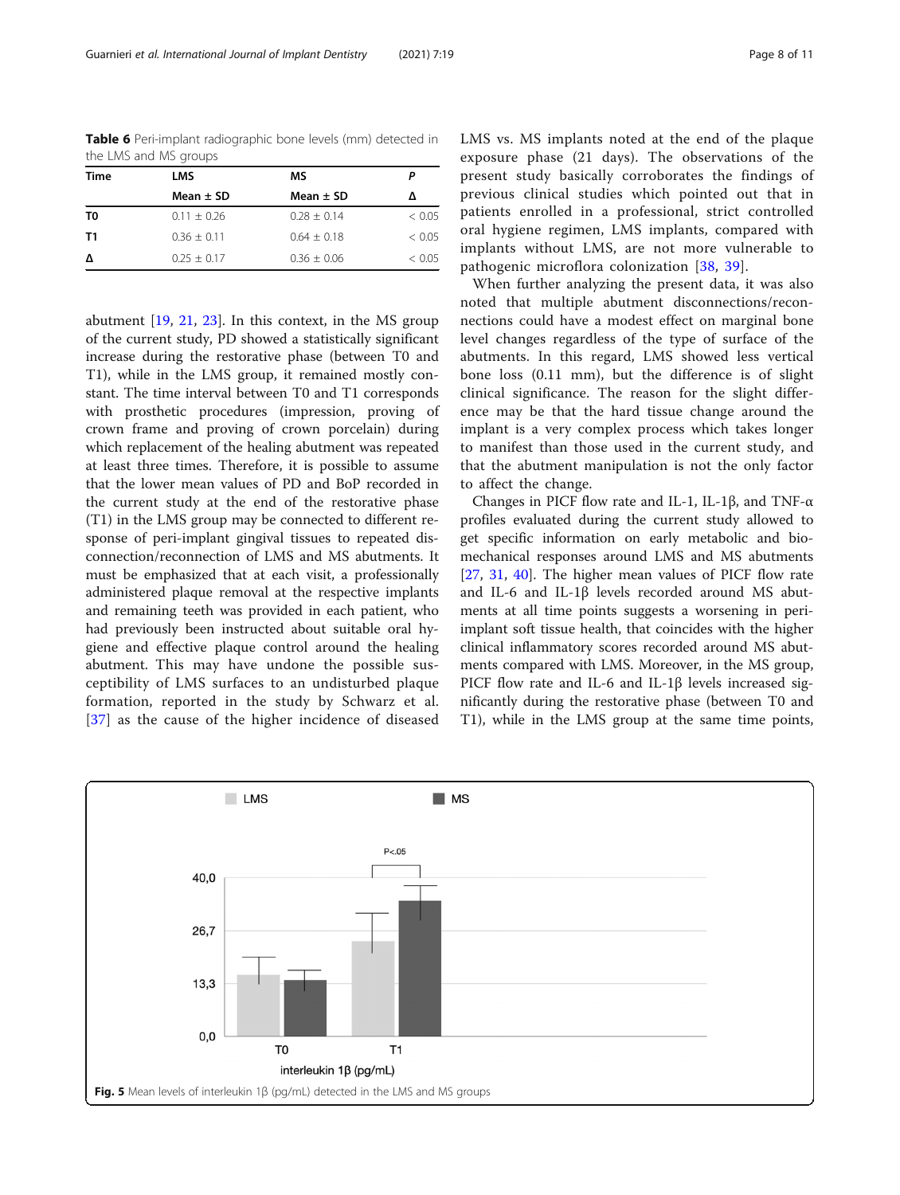**Table 6** Peri-implant radiographic bone levels (mm) detected in the LMS and MS groups

| Time | LMS | MS | P |
|---|---|---|---|
| | Mean ± SD | Mean ± SD | Δ |
| T0 | 0.11 ± 0.26 | 0.28 ± 0.14 | < 0.05 |
| T1 | 0.36 ± 0.11 | 0.64 ± 0.18 | < 0.05 |
| Δ | 0.25 ± 0.17 | 0.36 ± 0.06 | < 0.05 |

abutment [19, 21, 23]. In this context, in the MS group of the current study, PD showed a statistically significant increase during the restorative phase (between T0 and T1), while in the LMS group, it remained mostly constant. The time interval between T0 and T1 corresponds with prosthetic procedures (impression, proving of crown frame and proving of crown porcelain) during which replacement of the healing abutment was repeated at least three times. Therefore, it is possible to assume that the lower mean values of PD and BoP recorded in the current study at the end of the restorative phase (T1) in the LMS group may be connected to different response of peri-implant gingival tissues to repeated disconnection/reconnection of LMS and MS abutments. It must be emphasized that at each visit, a professionally administered plaque removal at the respective implants and remaining teeth was provided in each patient, who had previously been instructed about suitable oral hygiene and effective plaque control around the healing abutment. This may have undone the possible susceptibility of LMS surfaces to an undisturbed plaque formation, reported in the study by Schwarz et al. [37] as the cause of the higher incidence of diseased LMS vs. MS implants noted at the end of the plaque exposure phase (21 days). The observations of the present study basically corroborates the findings of previous clinical studies which pointed out that in patients enrolled in a professional, strict controlled oral hygiene regimen, LMS implants, compared with implants without LMS, are not more vulnerable to pathogenic microflora colonization [38, 39].

When further analyzing the present data, it was also noted that multiple abutment disconnections/reconnections could have a modest effect on marginal bone level changes regardless of the type of surface of the abutments. In this regard, LMS showed less vertical bone loss (0.11 mm), but the difference is of slight clinical significance. The reason for the slight difference may be that the hard tissue change around the implant is a very complex process which takes longer to manifest than those used in the current study, and that the abutment manipulation is not the only factor to affect the change.

Changes in PICF flow rate and IL-1, IL-1β, and TNF-α profiles evaluated during the current study allowed to get specific information on early metabolic and biomechanical responses around LMS and MS abutments [27, 31, 40]. The higher mean values of PICF flow rate and IL-6 and IL-1β levels recorded around MS abutments at all time points suggests a worsening in peri-implant soft tissue health, that coincides with the higher clinical inflammatory scores recorded around MS abutments compared with LMS. Moreover, in the MS group, PICF flow rate and IL-6 and IL-1β levels increased significantly during the restorative phase (between T0 and T1), while in the LMS group at the same time points,

**Fig. 5** Mean levels of interleukin 1β (pg/mL) detected in the LMS and MS groups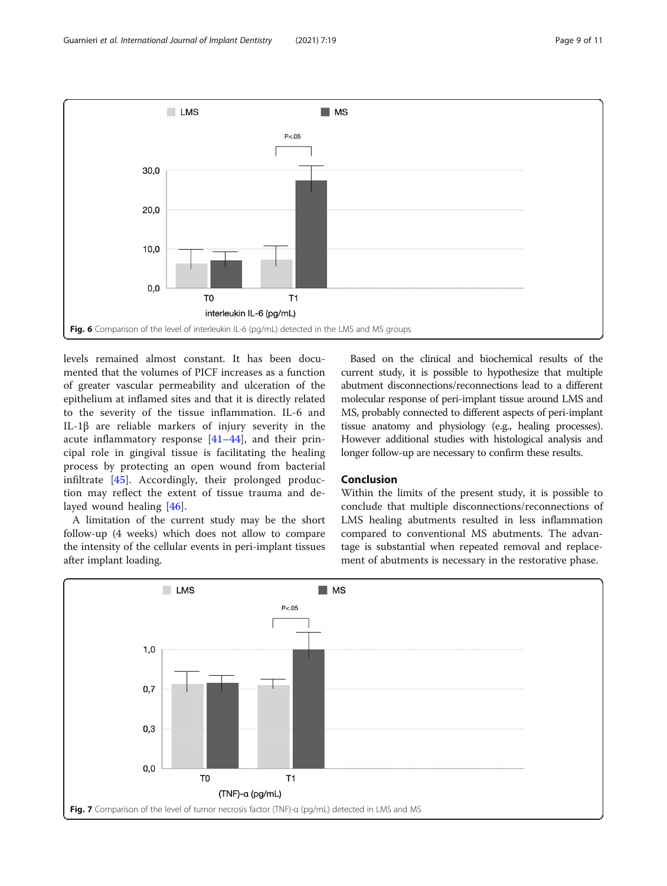Fig. 6 Comparison of the level of interleukin IL-6 (pg/mL) detected in the LMS and MS groups

levels remained almost constant. It has been documented that the volumes of PICF increases as a function of greater vascular permeability and ulceration of the epithelium at inflamed sites and that it is directly related to the severity of the tissue inflammation. IL-6 and IL-1β are reliable markers of injury severity in the acute inflammatory response [41–44], and their principal role in gingival tissue is facilitating the healing process by protecting an open wound from bacterial infiltrate [45]. Accordingly, their prolonged production may reflect the extent of tissue trauma and delayed wound healing [46].

A limitation of the current study may be the short follow-up (4 weeks) which does not allow to compare the intensity of the cellular events in peri-implant tissues after implant loading.

Based on the clinical and biochemical results of the current study, it is possible to hypothesize that multiple abutment disconnections/reconnections lead to a different molecular response of peri-implant tissue around LMS and MS, probably connected to different aspects of peri-implant tissue anatomy and physiology (e.g., healing processes). However additional studies with histological analysis and longer follow-up are necessary to confirm these results.

## Conclusion

Within the limits of the present study, it is possible to conclude that multiple disconnections/reconnections of LMS healing abutments resulted in less inflammation compared to conventional MS abutments. The advantage is substantial when repeated removal and replacement of abutments is necessary in the restorative phase.

Fig. 7 Comparison of the level of tumor necrosis factor (TNF)-α (pg/mL) detected in LMS and MS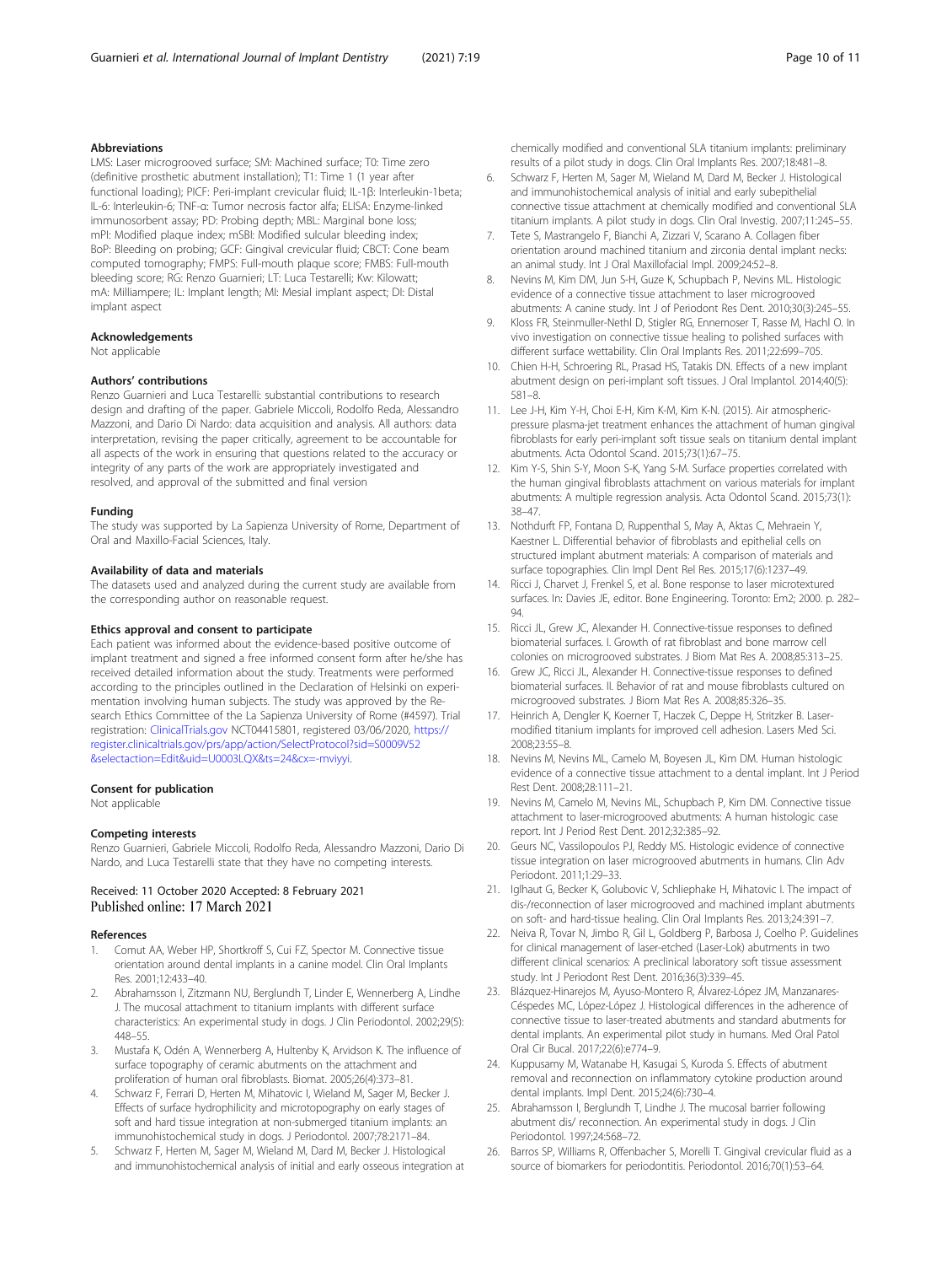### Abbreviations

LMS: Laser microgrooved surface; SM: Machined surface; T0: Time zero (definitive prosthetic abutment installation); T1: Time 1 (1 year after functional loading); PICF: Peri-implant crevicular fluid; IL-1β: Interleukin-1beta; IL-6: Interleukin-6; TNF-α: Tumor necrosis factor alfa; ELISA: Enzyme-linked immunosorbent assay; PD: Probing depth; MBL: Marginal bone loss; mPI: Modified plaque index; mSBI: Modified sulcular bleeding index; BoP: Bleeding on probing; GCF: Gingival crevicular fluid; CBCT: Cone beam computed tomography; FMPS: Full-mouth plaque score; FMBS: Full-mouth bleeding score; RG: Renzo Guarnieri; LT: Luca Testarelli; Kw: Kilowatt; mA: Milliampere; IL: Implant length; MI: Mesial implant aspect; DI: Distal implant aspect

### Acknowledgements

Not applicable

### Authors' contributions

Renzo Guarnieri and Luca Testarelli: substantial contributions to research design and drafting of the paper. Gabriele Miccoli, Rodolfo Reda, Alessandro Mazzoni, and Dario Di Nardo: data acquisition and analysis. All authors: data interpretation, revising the paper critically, agreement to be accountable for all aspects of the work in ensuring that questions related to the accuracy or integrity of any parts of the work are appropriately investigated and resolved, and approval of the submitted and final version

### Funding

The study was supported by La Sapienza University of Rome, Department of Oral and Maxillo-Facial Sciences, Italy.

### Availability of data and materials

The datasets used and analyzed during the current study are available from the corresponding author on reasonable request.

### Ethics approval and consent to participate

Each patient was informed about the evidence-based positive outcome of implant treatment and signed a free informed consent form after he/she has received detailed information about the study. Treatments were performed according to the principles outlined in the Declaration of Helsinki on experimentation involving human subjects. The study was approved by the Research Ethics Committee of the La Sapienza University of Rome (#4597). Trial registration: ClinicalTrials.gov NCT04415801, registered 03/06/2020, https://register.clinicaltrials.gov/prs/app/action/SelectProtocol?sid=S0009V52&selectaction=Edit&uid=U0003LQX&ts=24&cx=-mviyyi.

### Consent for publication

Not applicable

### Competing interests

Renzo Guarnieri, Gabriele Miccoli, Rodolfo Reda, Alessandro Mazzoni, Dario Di Nardo, and Luca Testarelli state that they have no competing interests.

Received: 11 October 2020 Accepted: 8 February 2021
Published online: 17 March 2021

### References

1. Comut AA, Weber HP, Shortkroff S, Cui FZ, Spector M. Connective tissue orientation around dental implants in a canine model. Clin Oral Implants Res. 2001;12:433–40.
2. Abrahamsson I, Zitzmann NU, Berglundh T, Linder E, Wennerberg A, Lindhe J. The mucosal attachment to titanium implants with different surface characteristics: An experimental study in dogs. J Clin Periodontol. 2002;29(5):448–55.
3. Mustafa K, Odén A, Wennerberg A, Hultenby K, Arvidson K. The influence of surface topography of ceramic abutments on the attachment and proliferation of human oral fibroblasts. Biomat. 2005;26(4):373–81.
4. Schwarz F, Ferrari D, Herten M, Mihatovic I, Wieland M, Sager M, Becker J. Effects of surface hydrophilicity and microtopography on early stages of soft and hard tissue integration at non-submerged titanium implants: an immunohistochemical study in dogs. J Periodontol. 2007;78:2171–84.
5. Schwarz F, Herten M, Sager M, Wieland M, Dard M, Becker J. Histological and immunohistochemical analysis of initial and early osseous integration at chemically modified and conventional SLA titanium implants: preliminary results of a pilot study in dogs. Clin Oral Implants Res. 2007;18:481–8.
6. Schwarz F, Herten M, Sager M, Wieland M, Dard M, Becker J. Histological and immunohistochemical analysis of initial and early subepithelial connective tissue attachment at chemically modified and conventional SLA titanium implants. A pilot study in dogs. Clin Oral Investig. 2007;11:245–55.
7. Tete S, Mastrangelo F, Bianchi A, Zizzari V, Scarano A. Collagen fiber orientation around machined titanium and zirconia dental implant necks: an animal study. Int J Oral Maxillofacial Impl. 2009;24:52–8.
8. Nevins M, Kim DM, Jun S-H, Guze K, Schupbach P, Nevins ML. Histologic evidence of a connective tissue attachment to laser microgrooved abutments: A canine study. Int J of Periodont Res Dent. 2010;30(3):245–55.
9. Kloss FR, Steinmuller-Nethl D, Stigler RG, Ennemoser T, Rasse M, Hachl O. In vivo investigation on connective tissue healing to polished surfaces with different surface wettability. Clin Oral Implants Res. 2011;22:699–705.
10. Chien H-H, Schroering RL, Prasad HS, Tatakis DN. Effects of a new implant abutment design on peri-implant soft tissues. J Oral Implantol. 2014;40(5):581–8.
11. Lee J-H, Kim Y-H, Choi E-H, Kim K-M, Kim K-N. (2015). Air atmospheric-pressure plasma-jet treatment enhances the attachment of human gingival fibroblasts for early peri-implant soft tissue seals on titanium dental implant abutments. Acta Odontol Scand. 2015;73(1):67–75.
12. Kim Y-S, Shin S-Y, Moon S-K, Yang S-M. Surface properties correlated with the human gingival fibroblasts attachment on various materials for implant abutments: A multiple regression analysis. Acta Odontol Scand. 2015;73(1):38–47.
13. Nothdurft FP, Fontana D, Ruppenthal S, May A, Aktas C, Mehraein Y, Kaestner L. Differential behavior of fibroblasts and epithelial cells on structured implant abutment materials: A comparison of materials and surface topographies. Clin Impl Dent Rel Res. 2015;17(6):1237–49.
14. Ricci J, Charvet J, Frenkel S, et al. Bone response to laser microtextured surfaces. In: Davies JE, editor. Bone Engineering. Toronto: Em2; 2000. p. 282–94.
15. Ricci JL, Grew JC, Alexander H. Connective-tissue responses to defined biomaterial surfaces. I. Growth of rat fibroblast and bone marrow cell colonies on microgrooved substrates. J Biom Mat Res A. 2008;85:313–25.
16. Grew JC, Ricci JL, Alexander H. Connective-tissue responses to defined biomaterial surfaces. II. Behavior of rat and mouse fibroblasts cultured on microgrooved substrates. J Biom Mat Res A. 2008;85:326–35.
17. Heinrich A, Dengler K, Koerner T, Haczek C, Deppe H, Stritzker B. Laser-modified titanium implants for improved cell adhesion. Lasers Med Sci. 2008;23:55–8.
18. Nevins M, Nevins ML, Camelo M, Boyesen JL, Kim DM. Human histologic evidence of a connective tissue attachment to a dental implant. Int J Period Rest Dent. 2008;28:111–21.
19. Nevins M, Camelo M, Nevins ML, Schupbach P, Kim DM. Connective tissue attachment to laser-microgrooved abutments: A human histologic case report. Int J Period Rest Dent. 2012;32:385–92.
20. Geurs NC, Vassilopoulos PJ, Reddy MS. Histologic evidence of connective tissue integration on laser microgrooved abutments in humans. Clin Adv Periodont. 2011;1:29–33.
21. Iglhaut G, Becker K, Golubovic V, Schliephake H, Mihatovic I. The impact of dis-/reconnection of laser microgrooved and machined implant abutments on soft- and hard-tissue healing. Clin Oral Implants Res. 2013;24:391–7.
22. Neiva R, Tovar N, Jimbo R, Gil L, Goldberg P, Barbosa J, Coelho P. Guidelines for clinical management of laser-etched (Laser-Lok) abutments in two different clinical scenarios: A preclinical laboratory soft tissue assessment study. Int J Periodont Rest Dent. 2016;36(3):339–45.
23. Blázquez-Hinarejos M, Ayuso-Montero R, Álvarez-López JM, Manzanares-Céspedes MC, López-López J. Histological differences in the adherence of connective tissue to laser-treated abutments and standard abutments for dental implants. An experimental pilot study in humans. Med Oral Patol Oral Cir Bucal. 2017;22(6):e774–9.
24. Kuppusamy M, Watanabe H, Kasugai S, Kuroda S. Effects of abutment removal and reconnection on inflammatory cytokine production around dental implants. Impl Dent. 2015;24(6):730–4.
25. Abrahamsson I, Berglundh T, Lindhe J. The mucosal barrier following abutment dis/ reconnection. An experimental study in dogs. J Clin Periodontol. 1997;24:568–72.
26. Barros SP, Williams R, Offenbacher S, Morelli T. Gingival crevicular fluid as a source of biomarkers for periodontitis. Periodontol. 2016;70(1):53–64.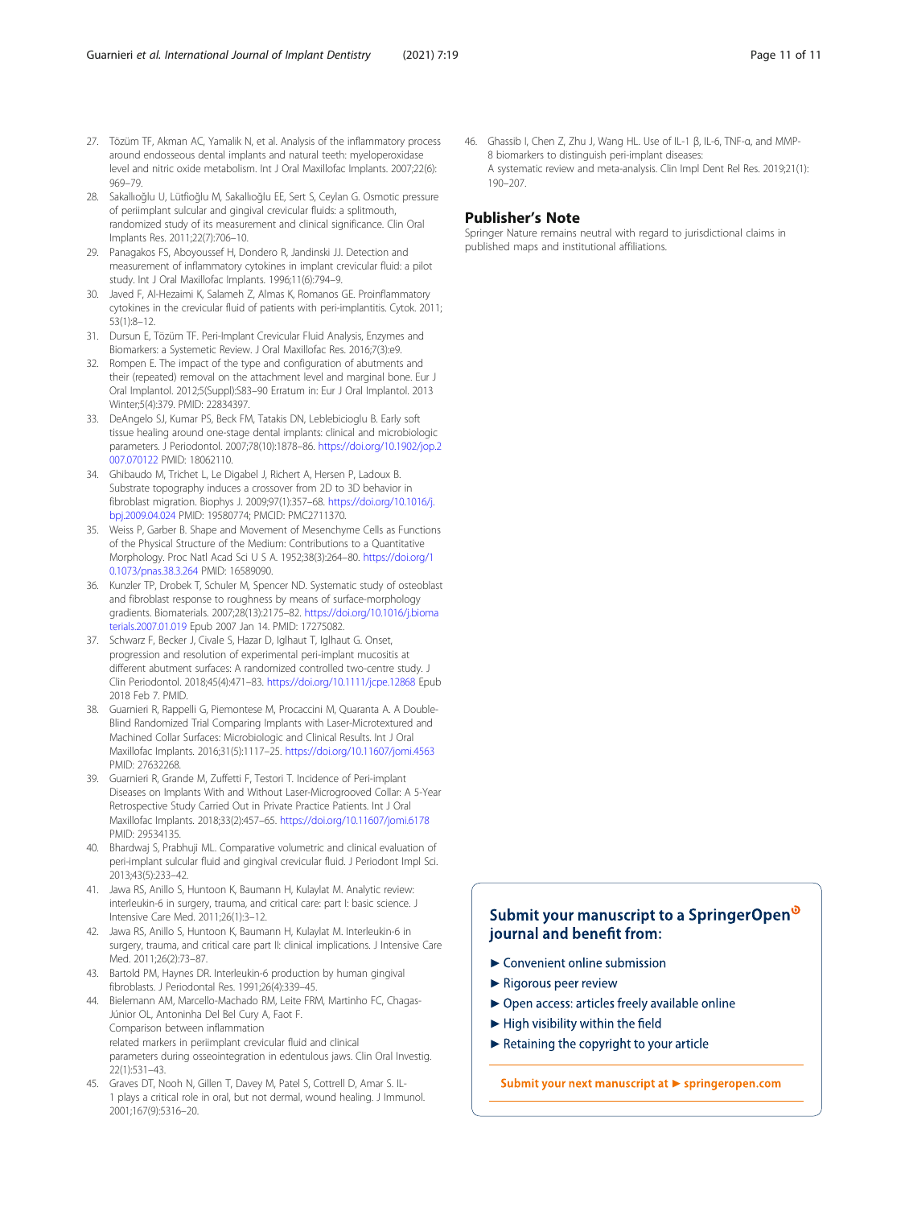27. Tözüm TF, Akman AC, Yamalik N, et al. Analysis of the inflammatory process around endosseous dental implants and natural teeth: myeloperoxidase level and nitric oxide metabolism. Int J Oral Maxillofac Implants. 2007;22(6): 969–79.
28. Sakallıoğlu U, Lütfioğlu M, Sakallıoğlu EE, Sert S, Ceylan G. Osmotic pressure of periimplant sulcular and gingival crevicular fluids: a splitmouth, randomized study of its measurement and clinical significance. Clin Oral Implants Res. 2011;22(7):706–10.
29. Panagakos FS, Aboyoussef H, Dondero R, Jandinski JJ. Detection and measurement of inflammatory cytokines in implant crevicular fluid: a pilot study. Int J Oral Maxillofac Implants. 1996;11(6):794–9.
30. Javed F, Al-Hezaimi K, Salameh Z, Almas K, Romanos GE. Proinflammatory cytokines in the crevicular fluid of patients with peri-implantitis. Cytok. 2011; 53(1):8–12.
31. Dursun E, Tözüm TF. Peri-Implant Crevicular Fluid Analysis, Enzymes and Biomarkers: a Systemetic Review. J Oral Maxillofac Res. 2016;7(3):e9.
32. Rompen E. The impact of the type and configuration of abutments and their (repeated) removal on the attachment level and marginal bone. Eur J Oral Implantol. 2012;5(Suppl):S83–90 Erratum in: Eur J Oral Implantol. 2013 Winter;5(4):379. PMID: 22834397.
33. DeAngelo SJ, Kumar PS, Beck FM, Tatakis DN, Leblebicioglu B. Early soft tissue healing around one-stage dental implants: clinical and microbiologic parameters. J Periodontol. 2007;78(10):1878–86. https://doi.org/10.1902/jop.2007.070122 PMID: 18062110.
34. Ghibaudo M, Trichet L, Le Digabel J, Richert A, Hersen P, Ladoux B. Substrate topography induces a crossover from 2D to 3D behavior in fibroblast migration. Biophys J. 2009;97(1):357–68. https://doi.org/10.1016/j.bpj.2009.04.024 PMID: 19580774; PMCID: PMC2711370.
35. Weiss P, Garber B. Shape and Movement of Mesenchyme Cells as Functions of the Physical Structure of the Medium: Contributions to a Quantitative Morphology. Proc Natl Acad Sci U S A. 1952;38(3):264–80. https://doi.org/10.1073/pnas.38.3.264 PMID: 16589090.
36. Kunzler TP, Drobek T, Schuler M, Spencer ND. Systematic study of osteoblast and fibroblast response to roughness by means of surface-morphology gradients. Biomaterials. 2007;28(13):2175–82. https://doi.org/10.1016/j.biomaterials.2007.01.019 Epub 2007 Jan 14. PMID: 17275082.
37. Schwarz F, Becker J, Civale S, Hazar D, Iglhaut T, Iglhaut G. Onset, progression and resolution of experimental peri-implant mucositis at different abutment surfaces: A randomized controlled two-centre study. J Clin Periodontol. 2018;45(4):471–83. https://doi.org/10.1111/jcpe.12868 Epub 2018 Feb 7. PMID.
38. Guarnieri R, Rappelli G, Piemontese M, Procaccini M, Quaranta A. A Double-Blind Randomized Trial Comparing Implants with Laser-Microtextured and Machined Collar Surfaces: Microbiologic and Clinical Results. Int J Oral Maxillofac Implants. 2016;31(5):1117–25. https://doi.org/10.11607/jomi.4563 PMID: 27632268.
39. Guarnieri R, Grande M, Zuffetti F, Testori T. Incidence of Peri-implant Diseases on Implants With and Without Laser-Microgrooved Collar: A 5-Year Retrospective Study Carried Out in Private Practice Patients. Int J Oral Maxillofac Implants. 2018;33(2):457–65. https://doi.org/10.11607/jomi.6178 PMID: 29534135.
40. Bhardwaj S, Prabhuji ML. Comparative volumetric and clinical evaluation of peri-implant sulcular fluid and gingival crevicular fluid. J Periodont Impl Sci. 2013;43(5):233–42.
41. Jawa RS, Anillo S, Huntoon K, Baumann H, Kulaylat M. Analytic review: interleukin-6 in surgery, trauma, and critical care: part I: basic science. J Intensive Care Med. 2011;26(1):3–12.
42. Jawa RS, Anillo S, Huntoon K, Baumann H, Kulaylat M. Interleukin-6 in surgery, trauma, and critical care part II: clinical implications. J Intensive Care Med. 2011;26(2):73–87.
43. Bartold PM, Haynes DR. Interleukin-6 production by human gingival fibroblasts. J Periodontal Res. 1991;26(4):339–45.
44. Bielemann AM, Marcello-Machado RM, Leite FRM, Martinho FC, Chagas-Júnior OL, Antoninha Del Bel Cury A, Faot F. Comparison between inflammation related markers in periimplant crevicular fluid and clinical parameters during osseointegration in edentulous jaws. Clin Oral Investig. 22(1):531–43.
45. Graves DT, Nooh N, Gillen T, Davey M, Patel S, Cottrell D, Amar S. IL-1 plays a critical role in oral, but not dermal, wound healing. J Immunol. 2001;167(9):5316–20.
46. Ghassib I, Chen Z, Zhu J, Wang HL. Use of IL-1 β, IL-6, TNF-α, and MMP-8 biomarkers to distinguish peri-implant diseases: A systematic review and meta-analysis. Clin Impl Dent Rel Res. 2019;21(1): 190–207.

## Publisher's Note

Springer Nature remains neutral with regard to jurisdictional claims in published maps and institutional affiliations.

**Submit your manuscript to a SpringerOpen journal and benefit from:**

- Convenient online submission
- Rigorous peer review
- Open access: articles freely available online
- High visibility within the field
- Retaining the copyright to your article

**Submit your next manuscript at ▶ springeropen.com**